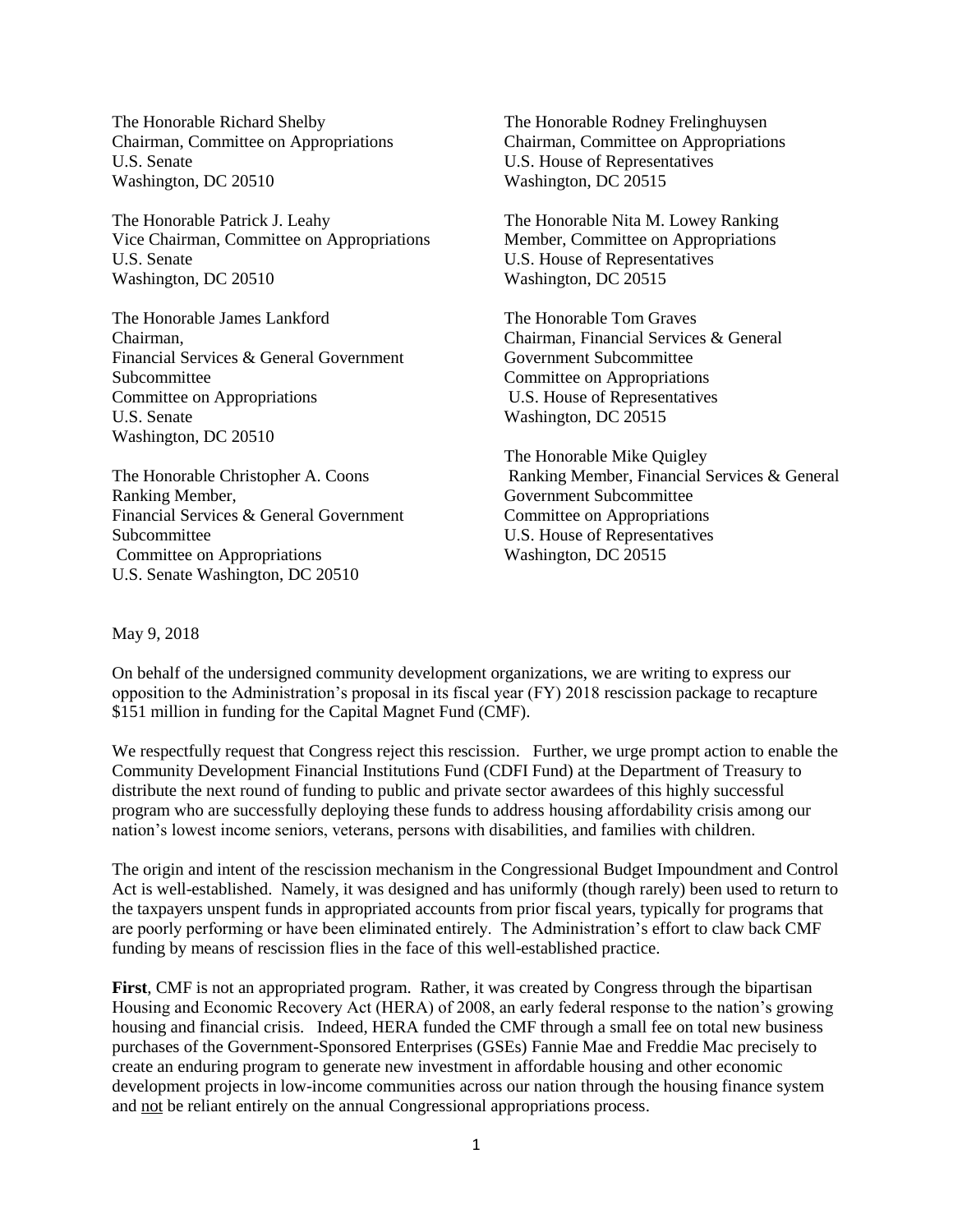The Honorable Richard Shelby
Chairman, Committee on Appropriations
U.S. Senate
Washington, DC 20510

The Honorable Patrick J. Leahy
Vice Chairman, Committee on Appropriations
U.S. Senate
Washington, DC 20510

The Honorable James Lankford
Chairman,
Financial Services & General Government Subcommittee
Committee on Appropriations
U.S. Senate
Washington, DC 20510

The Honorable Christopher A. Coons
Ranking Member,
Financial Services & General Government Subcommittee
Committee on Appropriations
U.S. Senate Washington, DC 20510

The Honorable Rodney Frelinghuysen
Chairman, Committee on Appropriations
U.S. House of Representatives
Washington, DC 20515

The Honorable Nita M. Lowey Ranking Member, Committee on Appropriations
U.S. House of Representatives
Washington, DC 20515

The Honorable Tom Graves
Chairman, Financial Services & General Government Subcommittee
Committee on Appropriations
U.S. House of Representatives
Washington, DC 20515

The Honorable Mike Quigley
Ranking Member, Financial Services & General Government Subcommittee
Committee on Appropriations
U.S. House of Representatives
Washington, DC 20515

May 9, 2018

On behalf of the undersigned community development organizations, we are writing to express our opposition to the Administration's proposal in its fiscal year (FY) 2018 rescission package to recapture $151 million in funding for the Capital Magnet Fund (CMF).

We respectfully request that Congress reject this rescission. Further, we urge prompt action to enable the Community Development Financial Institutions Fund (CDFI Fund) at the Department of Treasury to distribute the next round of funding to public and private sector awardees of this highly successful program who are successfully deploying these funds to address housing affordability crisis among our nation's lowest income seniors, veterans, persons with disabilities, and families with children.

The origin and intent of the rescission mechanism in the Congressional Budget Impoundment and Control Act is well-established. Namely, it was designed and has uniformly (though rarely) been used to return to the taxpayers unspent funds in appropriated accounts from prior fiscal years, typically for programs that are poorly performing or have been eliminated entirely. The Administration's effort to claw back CMF funding by means of rescission flies in the face of this well-established practice.

**First**, CMF is not an appropriated program. Rather, it was created by Congress through the bipartisan Housing and Economic Recovery Act (HERA) of 2008, an early federal response to the nation's growing housing and financial crisis. Indeed, HERA funded the CMF through a small fee on total new business purchases of the Government-Sponsored Enterprises (GSEs) Fannie Mae and Freddie Mac precisely to create an enduring program to generate new investment in affordable housing and other economic development projects in low-income communities across our nation through the housing finance system and <u>not</u> be reliant entirely on the annual Congressional appropriations process.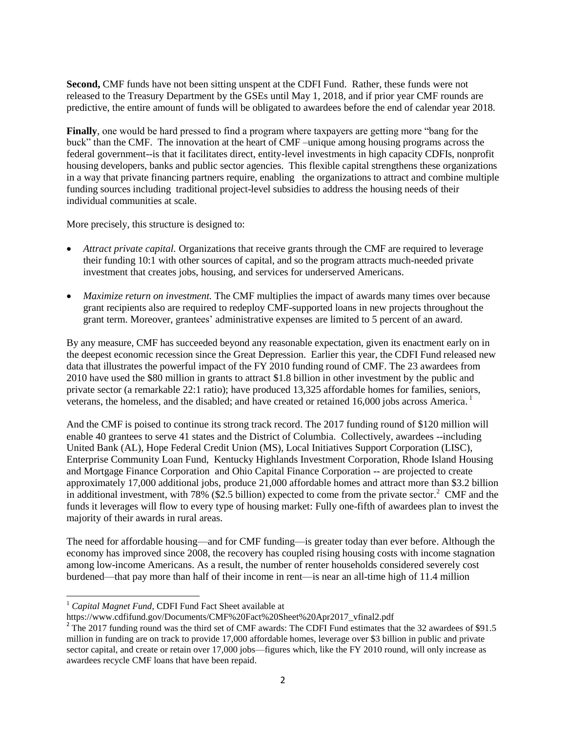**Second,** CMF funds have not been sitting unspent at the CDFI Fund. Rather, these funds were not released to the Treasury Department by the GSEs until May 1, 2018, and if prior year CMF rounds are predictive, the entire amount of funds will be obligated to awardees before the end of calendar year 2018.

**Finally**, one would be hard pressed to find a program where taxpayers are getting more "bang for the buck" than the CMF. The innovation at the heart of CMF –unique among housing programs across the federal government--is that it facilitates direct, entity-level investments in high capacity CDFIs, nonprofit housing developers, banks and public sector agencies. This flexible capital strengthens these organizations in a way that private financing partners require, enabling the organizations to attract and combine multiple funding sources including traditional project-level subsidies to address the housing needs of their individual communities at scale.

More precisely, this structure is designed to:

- *Attract private capital.* Organizations that receive grants through the CMF are required to leverage their funding 10:1 with other sources of capital, and so the program attracts much-needed private investment that creates jobs, housing, and services for underserved Americans.

- *Maximize return on investment.* The CMF multiplies the impact of awards many times over because grant recipients also are required to redeploy CMF-supported loans in new projects throughout the grant term. Moreover, grantees' administrative expenses are limited to 5 percent of an award.

By any measure, CMF has succeeded beyond any reasonable expectation, given its enactment early on in the deepest economic recession since the Great Depression. Earlier this year, the CDFI Fund released new data that illustrates the powerful impact of the FY 2010 funding round of CMF. The 23 awardees from 2010 have used the $80 million in grants to attract $1.8 billion in other investment by the public and private sector (a remarkable 22:1 ratio); have produced 13,325 affordable homes for families, seniors, veterans, the homeless, and the disabled; and have created or retained 16,000 jobs across America.[1]

And the CMF is poised to continue its strong track record. The 2017 funding round of $120 million will enable 40 grantees to serve 41 states and the District of Columbia. Collectively, awardees --including United Bank (AL), Hope Federal Credit Union (MS), Local Initiatives Support Corporation (LISC), Enterprise Community Loan Fund, Kentucky Highlands Investment Corporation, Rhode Island Housing and Mortgage Finance Corporation and Ohio Capital Finance Corporation -- are projected to create approximately 17,000 additional jobs, produce 21,000 affordable homes and attract more than $3.2 billion in additional investment, with 78% ($2.5 billion) expected to come from the private sector.[2] CMF and the funds it leverages will flow to every type of housing market: Fully one-fifth of awardees plan to invest the majority of their awards in rural areas.

The need for affordable housing—and for CMF funding—is greater today than ever before. Although the economy has improved since 2008, the recovery has coupled rising housing costs with income stagnation among low-income Americans. As a result, the number of renter households considered severely cost burdened—that pay more than half of their income in rent—is near an all-time high of 11.4 million

---

[1] *Capital Magnet Fund*, CDFI Fund Fact Sheet available at https://www.cdfifund.gov/Documents/CMF%20Fact%20Sheet%20Apr2017_vfinal2.pdf

[2] The 2017 funding round was the third set of CMF awards: The CDFI Fund estimates that the 32 awardees of $91.5 million in funding are on track to provide 17,000 affordable homes, leverage over $3 billion in public and private sector capital, and create or retain over 17,000 jobs—figures which, like the FY 2010 round, will only increase as awardees recycle CMF loans that have been repaid.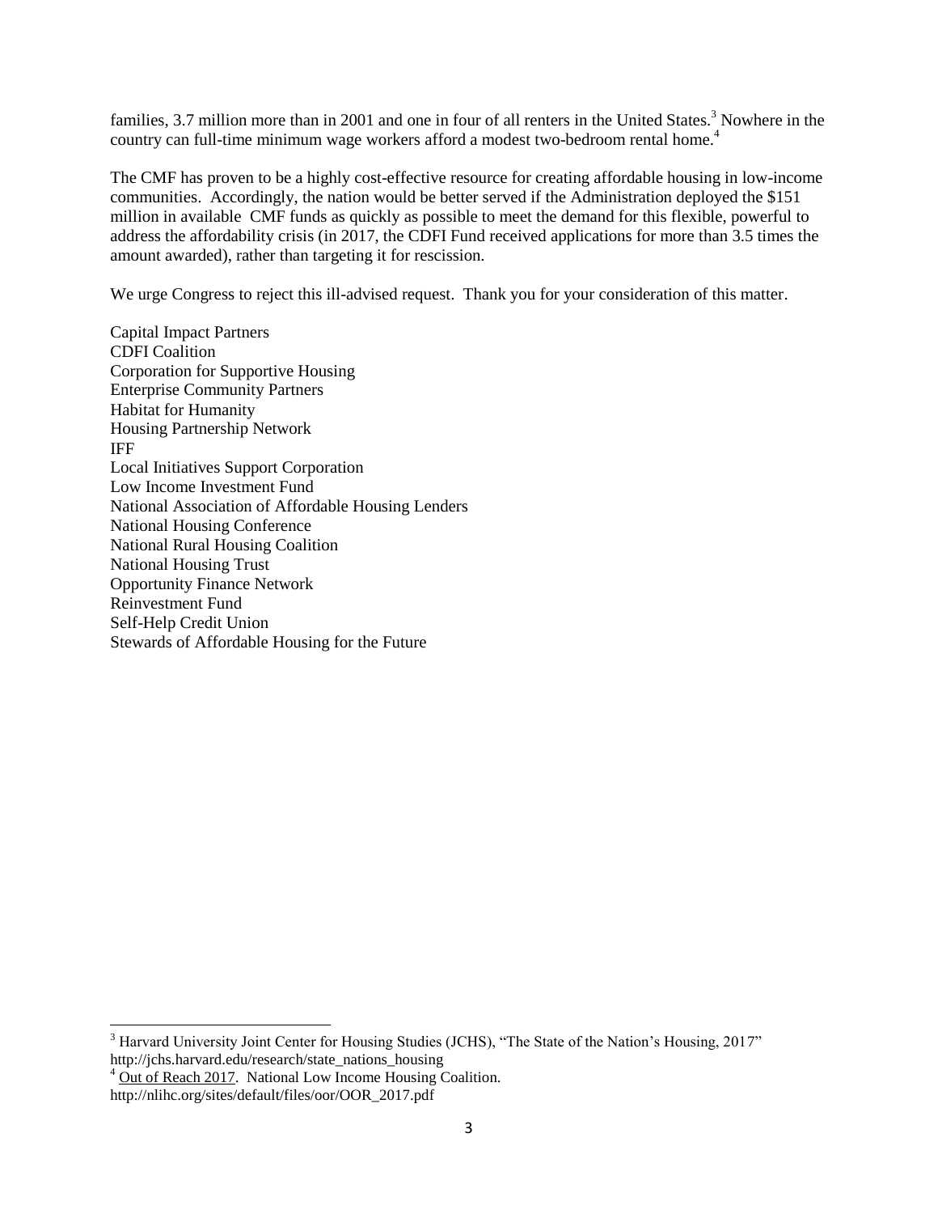families, 3.7 million more than in 2001 and one in four of all renters in the United States.[3] Nowhere in the country can full-time minimum wage workers afford a modest two-bedroom rental home.[4]

The CMF has proven to be a highly cost-effective resource for creating affordable housing in low-income communities. Accordingly, the nation would be better served if the Administration deployed the $151 million in available CMF funds as quickly as possible to meet the demand for this flexible, powerful to address the affordability crisis (in 2017, the CDFI Fund received applications for more than 3.5 times the amount awarded), rather than targeting it for rescission.

We urge Congress to reject this ill-advised request. Thank you for your consideration of this matter.

Capital Impact Partners
CDFI Coalition
Corporation for Supportive Housing
Enterprise Community Partners
Habitat for Humanity
Housing Partnership Network
IFF
Local Initiatives Support Corporation
Low Income Investment Fund
National Association of Affordable Housing Lenders
National Housing Conference
National Rural Housing Coalition
National Housing Trust
Opportunity Finance Network
Reinvestment Fund
Self-Help Credit Union
Stewards of Affordable Housing for the Future

---

[3] Harvard University Joint Center for Housing Studies (JCHS), "The State of the Nation's Housing, 2017" http://jchs.harvard.edu/research/state_nations_housing

[4] Out of Reach 2017. National Low Income Housing Coalition. http://nlihc.org/sites/default/files/oor/OOR_2017.pdf